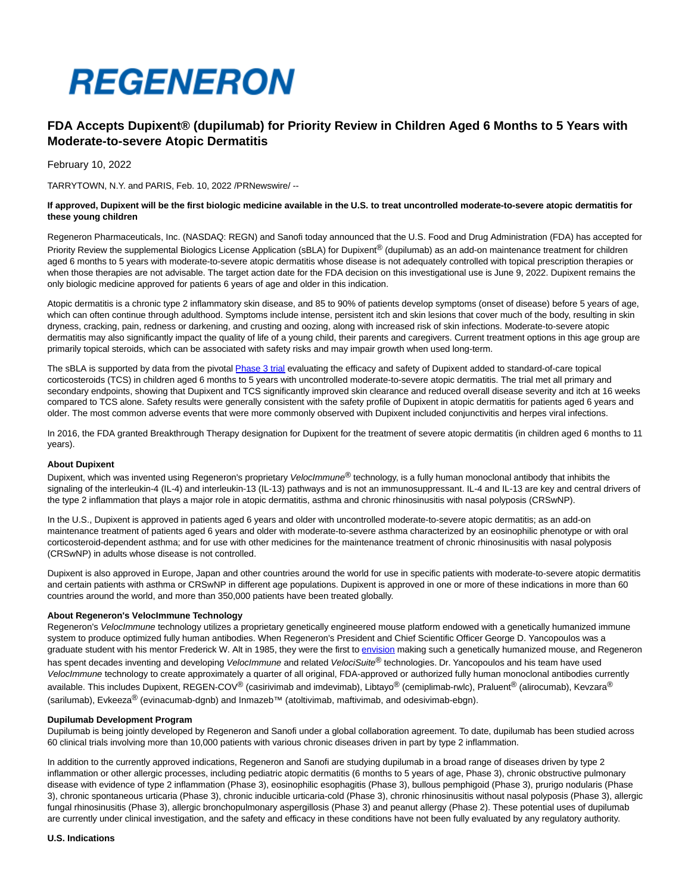REGENERON

# FDA Accepts Dupixent® (dupilumab) for Priority Review in Children Aged 6 Months to 5 Years with Moderate-to-severe Atopic Dermatitis

February 10, 2022

TARRYTOWN, N.Y. and PARIS, Feb. 10, 2022 /PRNewswire/ --

**If approved, Dupixent will be the first biologic medicine available in the U.S. to treat uncontrolled moderate-to-severe atopic dermatitis for these young children**

Regeneron Pharmaceuticals, Inc. (NASDAQ: REGN) and Sanofi today announced that the U.S. Food and Drug Administration (FDA) has accepted for Priority Review the supplemental Biologics License Application (sBLA) for Dupixent® (dupilumab) as an add-on maintenance treatment for children aged 6 months to 5 years with moderate-to-severe atopic dermatitis whose disease is not adequately controlled with topical prescription therapies or when those therapies are not advisable. The target action date for the FDA decision on this investigational use is June 9, 2022. Dupixent remains the only biologic medicine approved for patients 6 years of age and older in this indication.

Atopic dermatitis is a chronic type 2 inflammatory skin disease, and 85 to 90% of patients develop symptoms (onset of disease) before 5 years of age, which can often continue through adulthood. Symptoms include intense, persistent itch and skin lesions that cover much of the body, resulting in skin dryness, cracking, pain, redness or darkening, and crusting and oozing, along with increased risk of skin infections. Moderate-to-severe atopic dermatitis may also significantly impact the quality of life of a young child, their parents and caregivers. Current treatment options in this age group are primarily topical steroids, which can be associated with safety risks and may impair growth when used long-term.

The sBLA is supported by data from the pivotal Phase 3 trial evaluating the efficacy and safety of Dupixent added to standard-of-care topical corticosteroids (TCS) in children aged 6 months to 5 years with uncontrolled moderate-to-severe atopic dermatitis. The trial met all primary and secondary endpoints, showing that Dupixent and TCS significantly improved skin clearance and reduced overall disease severity and itch at 16 weeks compared to TCS alone. Safety results were generally consistent with the safety profile of Dupixent in atopic dermatitis for patients aged 6 years and older. The most common adverse events that were more commonly observed with Dupixent included conjunctivitis and herpes viral infections.

In 2016, the FDA granted Breakthrough Therapy designation for Dupixent for the treatment of severe atopic dermatitis (in children aged 6 months to 11 years).

**About Dupixent**

Dupixent, which was invented using Regeneron's proprietary *VelocImmune*® technology, is a fully human monoclonal antibody that inhibits the signaling of the interleukin-4 (IL-4) and interleukin-13 (IL-13) pathways and is not an immunosuppressant. IL-4 and IL-13 are key and central drivers of the type 2 inflammation that plays a major role in atopic dermatitis, asthma and chronic rhinosinusitis with nasal polyposis (CRSwNP).

In the U.S., Dupixent is approved in patients aged 6 years and older with uncontrolled moderate-to-severe atopic dermatitis; as an add-on maintenance treatment of patients aged 6 years and older with moderate-to-severe asthma characterized by an eosinophilic phenotype or with oral corticosteroid-dependent asthma; and for use with other medicines for the maintenance treatment of chronic rhinosinusitis with nasal polyposis (CRSwNP) in adults whose disease is not controlled.

Dupixent is also approved in Europe, Japan and other countries around the world for use in specific patients with moderate-to-severe atopic dermatitis and certain patients with asthma or CRSwNP in different age populations. Dupixent is approved in one or more of these indications in more than 60 countries around the world, and more than 350,000 patients have been treated globally.

**About Regeneron's VelocImmune Technology**

Regeneron's *VelocImmune* technology utilizes a proprietary genetically engineered mouse platform endowed with a genetically humanized immune system to produce optimized fully human antibodies. When Regeneron's President and Chief Scientific Officer George D. Yancopoulos was a graduate student with his mentor Frederick W. Alt in 1985, they were the first to envision making such a genetically humanized mouse, and Regeneron has spent decades inventing and developing *VelocImmune* and related *VelociSuite*® technologies. Dr. Yancopoulos and his team have used *VelocImmune* technology to create approximately a quarter of all original, FDA-approved or authorized fully human monoclonal antibodies currently available. This includes Dupixent, REGEN-COV® (casirivimab and imdevimab), Libtayo® (cemiplimab-rwlc), Praluent® (alirocumab), Kevzara® (sarilumab), Evkeeza® (evinacumab-dgnb) and Inmazeb™ (atoltivimab, maftivimab, and odesivimab-ebgn).

**Dupilumab Development Program**

Dupilumab is being jointly developed by Regeneron and Sanofi under a global collaboration agreement. To date, dupilumab has been studied across 60 clinical trials involving more than 10,000 patients with various chronic diseases driven in part by type 2 inflammation.

In addition to the currently approved indications, Regeneron and Sanofi are studying dupilumab in a broad range of diseases driven by type 2 inflammation or other allergic processes, including pediatric atopic dermatitis (6 months to 5 years of age, Phase 3), chronic obstructive pulmonary disease with evidence of type 2 inflammation (Phase 3), eosinophilic esophagitis (Phase 3), bullous pemphigoid (Phase 3), prurigo nodularis (Phase 3), chronic spontaneous urticaria (Phase 3), chronic inducible urticaria-cold (Phase 3), chronic rhinosinusitis without nasal polyposis (Phase 3), allergic fungal rhinosinusitis (Phase 3), allergic bronchopulmonary aspergillosis (Phase 3) and peanut allergy (Phase 2). These potential uses of dupilumab are currently under clinical investigation, and the safety and efficacy in these conditions have not been fully evaluated by any regulatory authority.

**U.S. Indications**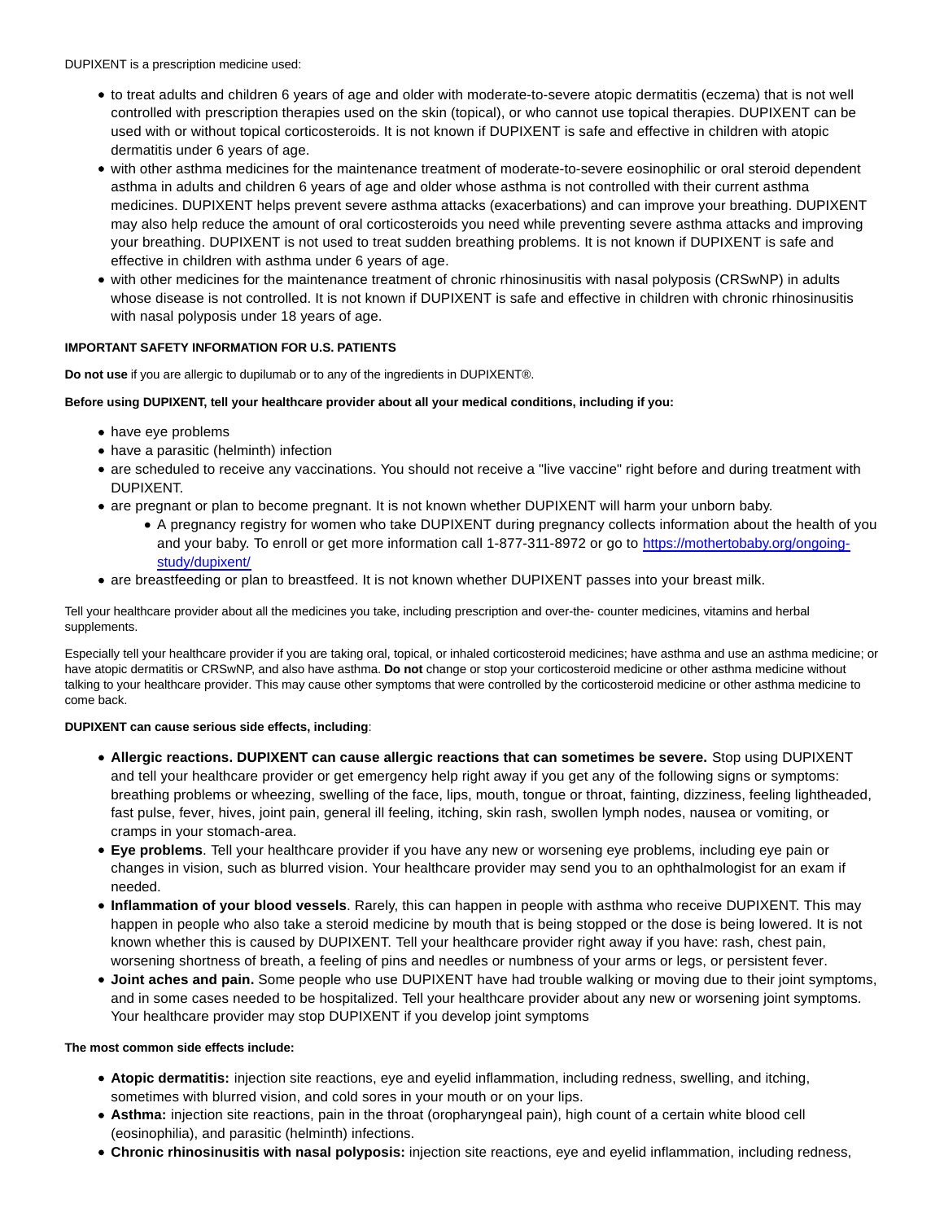DUPIXENT is a prescription medicine used:

- to treat adults and children 6 years of age and older with moderate-to-severe atopic dermatitis (eczema) that is not well controlled with prescription therapies used on the skin (topical), or who cannot use topical therapies. DUPIXENT can be used with or without topical corticosteroids. It is not known if DUPIXENT is safe and effective in children with atopic dermatitis under 6 years of age.
- with other asthma medicines for the maintenance treatment of moderate-to-severe eosinophilic or oral steroid dependent asthma in adults and children 6 years of age and older whose asthma is not controlled with their current asthma medicines. DUPIXENT helps prevent severe asthma attacks (exacerbations) and can improve your breathing. DUPIXENT may also help reduce the amount of oral corticosteroids you need while preventing severe asthma attacks and improving your breathing. DUPIXENT is not used to treat sudden breathing problems. It is not known if DUPIXENT is safe and effective in children with asthma under 6 years of age.
- with other medicines for the maintenance treatment of chronic rhinosinusitis with nasal polyposis (CRSwNP) in adults whose disease is not controlled. It is not known if DUPIXENT is safe and effective in children with chronic rhinosinusitis with nasal polyposis under 18 years of age.

**IMPORTANT SAFETY INFORMATION FOR U.S. PATIENTS**

**Do not use** if you are allergic to dupilumab or to any of the ingredients in DUPIXENT®.

**Before using DUPIXENT, tell your healthcare provider about all your medical conditions, including if you:**

- have eye problems
- have a parasitic (helminth) infection
- are scheduled to receive any vaccinations. You should not receive a "live vaccine" right before and during treatment with DUPIXENT.
- are pregnant or plan to become pregnant. It is not known whether DUPIXENT will harm your unborn baby.
  - A pregnancy registry for women who take DUPIXENT during pregnancy collects information about the health of you and your baby. To enroll or get more information call 1-877-311-8972 or go to https://mothertobaby.org/ongoing-study/dupixent/
- are breastfeeding or plan to breastfeed. It is not known whether DUPIXENT passes into your breast milk.

Tell your healthcare provider about all the medicines you take, including prescription and over-the- counter medicines, vitamins and herbal supplements.

Especially tell your healthcare provider if you are taking oral, topical, or inhaled corticosteroid medicines; have asthma and use an asthma medicine; or have atopic dermatitis or CRSwNP, and also have asthma. **Do not** change or stop your corticosteroid medicine or other asthma medicine without talking to your healthcare provider. This may cause other symptoms that were controlled by the corticosteroid medicine or other asthma medicine to come back.

**DUPIXENT can cause serious side effects, including**:

- **Allergic reactions. DUPIXENT can cause allergic reactions that can sometimes be severe.** Stop using DUPIXENT and tell your healthcare provider or get emergency help right away if you get any of the following signs or symptoms: breathing problems or wheezing, swelling of the face, lips, mouth, tongue or throat, fainting, dizziness, feeling lightheaded, fast pulse, fever, hives, joint pain, general ill feeling, itching, skin rash, swollen lymph nodes, nausea or vomiting, or cramps in your stomach-area.
- **Eye problems**. Tell your healthcare provider if you have any new or worsening eye problems, including eye pain or changes in vision, such as blurred vision. Your healthcare provider may send you to an ophthalmologist for an exam if needed.
- **Inflammation of your blood vessels**. Rarely, this can happen in people with asthma who receive DUPIXENT. This may happen in people who also take a steroid medicine by mouth that is being stopped or the dose is being lowered. It is not known whether this is caused by DUPIXENT. Tell your healthcare provider right away if you have: rash, chest pain, worsening shortness of breath, a feeling of pins and needles or numbness of your arms or legs, or persistent fever.
- **Joint aches and pain.** Some people who use DUPIXENT have had trouble walking or moving due to their joint symptoms, and in some cases needed to be hospitalized. Tell your healthcare provider about any new or worsening joint symptoms. Your healthcare provider may stop DUPIXENT if you develop joint symptoms

**The most common side effects include:**

- **Atopic dermatitis:** injection site reactions, eye and eyelid inflammation, including redness, swelling, and itching, sometimes with blurred vision, and cold sores in your mouth or on your lips.
- **Asthma:** injection site reactions, pain in the throat (oropharyngeal pain), high count of a certain white blood cell (eosinophilia), and parasitic (helminth) infections.
- **Chronic rhinosinusitis with nasal polyposis:** injection site reactions, eye and eyelid inflammation, including redness,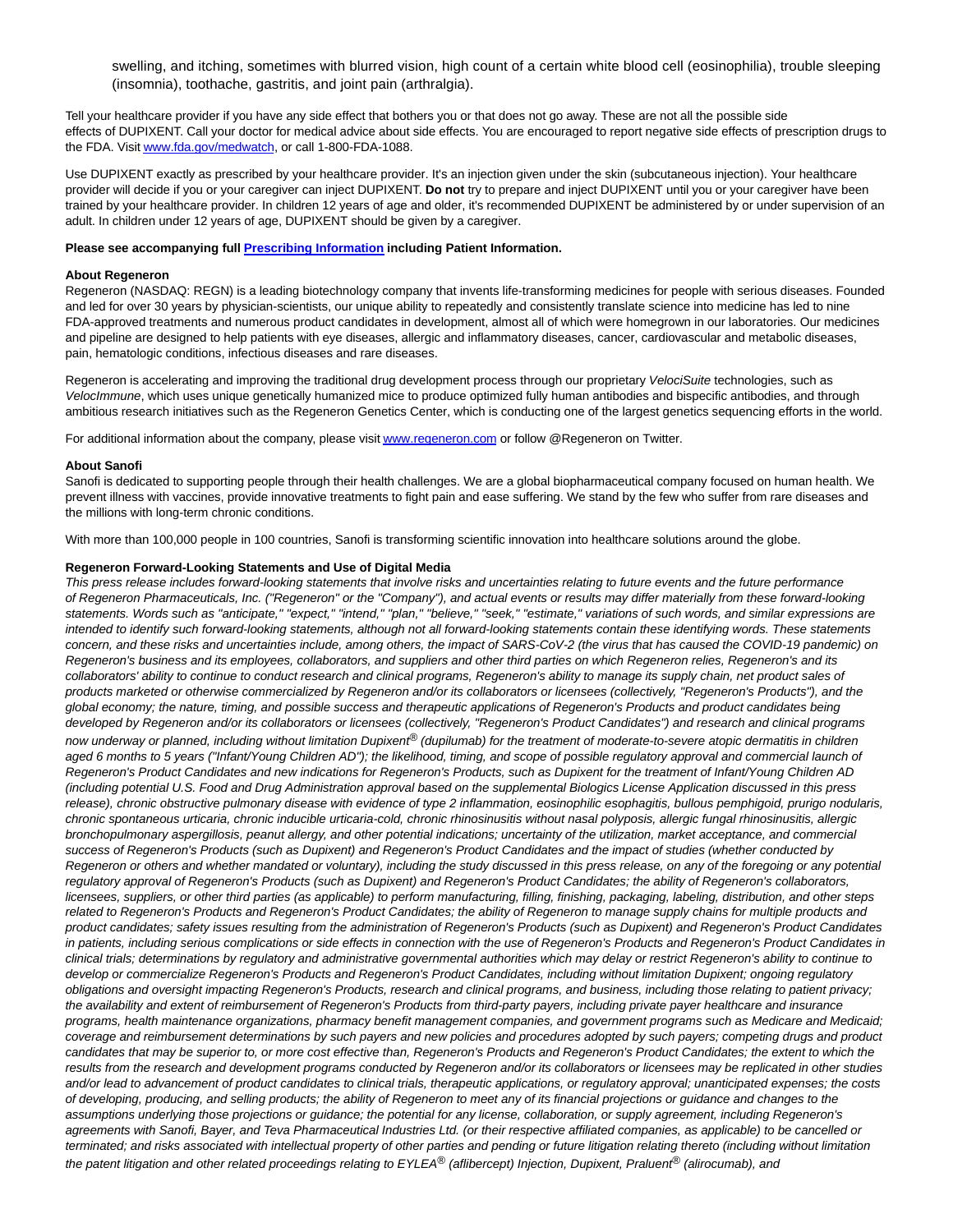swelling, and itching, sometimes with blurred vision, high count of a certain white blood cell (eosinophilia), trouble sleeping (insomnia), toothache, gastritis, and joint pain (arthralgia).

Tell your healthcare provider if you have any side effect that bothers you or that does not go away. These are not all the possible side effects of DUPIXENT. Call your doctor for medical advice about side effects. You are encouraged to report negative side effects of prescription drugs to the FDA. Visit www.fda.gov/medwatch, or call 1-800-FDA-1088.

Use DUPIXENT exactly as prescribed by your healthcare provider. It's an injection given under the skin (subcutaneous injection). Your healthcare provider will decide if you or your caregiver can inject DUPIXENT. **Do not** try to prepare and inject DUPIXENT until you or your caregiver have been trained by your healthcare provider. In children 12 years of age and older, it's recommended DUPIXENT be administered by or under supervision of an adult. In children under 12 years of age, DUPIXENT should be given by a caregiver.

**Please see accompanying full Prescribing Information including Patient Information.**

**About Regeneron**
Regeneron (NASDAQ: REGN) is a leading biotechnology company that invents life-transforming medicines for people with serious diseases. Founded and led for over 30 years by physician-scientists, our unique ability to repeatedly and consistently translate science into medicine has led to nine FDA-approved treatments and numerous product candidates in development, almost all of which were homegrown in our laboratories. Our medicines and pipeline are designed to help patients with eye diseases, allergic and inflammatory diseases, cancer, cardiovascular and metabolic diseases, pain, hematologic conditions, infectious diseases and rare diseases.

Regeneron is accelerating and improving the traditional drug development process through our proprietary *VelociSuite* technologies, such as *VelocImmune*, which uses unique genetically humanized mice to produce optimized fully human antibodies and bispecific antibodies, and through ambitious research initiatives such as the Regeneron Genetics Center, which is conducting one of the largest genetics sequencing efforts in the world.

For additional information about the company, please visit www.regeneron.com or follow @Regeneron on Twitter.

**About Sanofi**
Sanofi is dedicated to supporting people through their health challenges. We are a global biopharmaceutical company focused on human health. We prevent illness with vaccines, provide innovative treatments to fight pain and ease suffering. We stand by the few who suffer from rare diseases and the millions with long-term chronic conditions.

With more than 100,000 people in 100 countries, Sanofi is transforming scientific innovation into healthcare solutions around the globe.

**Regeneron Forward-Looking Statements and Use of Digital Media**
*This press release includes forward-looking statements that involve risks and uncertainties relating to future events and the future performance of Regeneron Pharmaceuticals, Inc. ("Regeneron" or the "Company"), and actual events or results may differ materially from these forward-looking statements. Words such as "anticipate," "expect," "intend," "plan," "believe," "seek," "estimate," variations of such words, and similar expressions are intended to identify such forward-looking statements, although not all forward-looking statements contain these identifying words. These statements concern, and these risks and uncertainties include, among others, the impact of SARS-CoV-2 (the virus that has caused the COVID-19 pandemic) on Regeneron's business and its employees, collaborators, and suppliers and other third parties on which Regeneron relies, Regeneron's and its collaborators' ability to continue to conduct research and clinical programs, Regeneron's ability to manage its supply chain, net product sales of products marketed or otherwise commercialized by Regeneron and/or its collaborators or licensees (collectively, "Regeneron's Products"), and the global economy; the nature, timing, and possible success and therapeutic applications of Regeneron's Products and product candidates being developed by Regeneron and/or its collaborators or licensees (collectively, "Regeneron's Product Candidates") and research and clinical programs now underway or planned, including without limitation Dupixent® (dupilumab) for the treatment of moderate-to-severe atopic dermatitis in children aged 6 months to 5 years ("Infant/Young Children AD"); the likelihood, timing, and scope of possible regulatory approval and commercial launch of Regeneron's Product Candidates and new indications for Regeneron's Products, such as Dupixent for the treatment of Infant/Young Children AD (including potential U.S. Food and Drug Administration approval based on the supplemental Biologics License Application discussed in this press release), chronic obstructive pulmonary disease with evidence of type 2 inflammation, eosinophilic esophagitis, bullous pemphigoid, prurigo nodularis, chronic spontaneous urticaria, chronic inducible urticaria-cold, chronic rhinosinusitis without nasal polyposis, allergic fungal rhinosinusitis, allergic bronchopulmonary aspergillosis, peanut allergy, and other potential indications; uncertainty of the utilization, market acceptance, and commercial success of Regeneron's Products (such as Dupixent) and Regeneron's Product Candidates and the impact of studies (whether conducted by Regeneron or others and whether mandated or voluntary), including the study discussed in this press release, on any of the foregoing or any potential regulatory approval of Regeneron's Products (such as Dupixent) and Regeneron's Product Candidates; the ability of Regeneron's collaborators, licensees, suppliers, or other third parties (as applicable) to perform manufacturing, filling, finishing, packaging, labeling, distribution, and other steps related to Regeneron's Products and Regeneron's Product Candidates; the ability of Regeneron to manage supply chains for multiple products and product candidates; safety issues resulting from the administration of Regeneron's Products (such as Dupixent) and Regeneron's Product Candidates in patients, including serious complications or side effects in connection with the use of Regeneron's Products and Regeneron's Product Candidates in clinical trials; determinations by regulatory and administrative governmental authorities which may delay or restrict Regeneron's ability to continue to develop or commercialize Regeneron's Products and Regeneron's Product Candidates, including without limitation Dupixent; ongoing regulatory obligations and oversight impacting Regeneron's Products, research and clinical programs, and business, including those relating to patient privacy; the availability and extent of reimbursement of Regeneron's Products from third-party payers, including private payer healthcare and insurance programs, health maintenance organizations, pharmacy benefit management companies, and government programs such as Medicare and Medicaid; coverage and reimbursement determinations by such payers and new policies and procedures adopted by such payers; competing drugs and product candidates that may be superior to, or more cost effective than, Regeneron's Products and Regeneron's Product Candidates; the extent to which the results from the research and development programs conducted by Regeneron and/or its collaborators or licensees may be replicated in other studies and/or lead to advancement of product candidates to clinical trials, therapeutic applications, or regulatory approval; unanticipated expenses; the costs of developing, producing, and selling products; the ability of Regeneron to meet any of its financial projections or guidance and changes to the assumptions underlying those projections or guidance; the potential for any license, collaboration, or supply agreement, including Regeneron's agreements with Sanofi, Bayer, and Teva Pharmaceutical Industries Ltd. (or their respective affiliated companies, as applicable) to be cancelled or terminated; and risks associated with intellectual property of other parties and pending or future litigation relating thereto (including without limitation the patent litigation and other related proceedings relating to EYLEA® (aflibercept) Injection, Dupixent, Praluent® (alirocumab), and*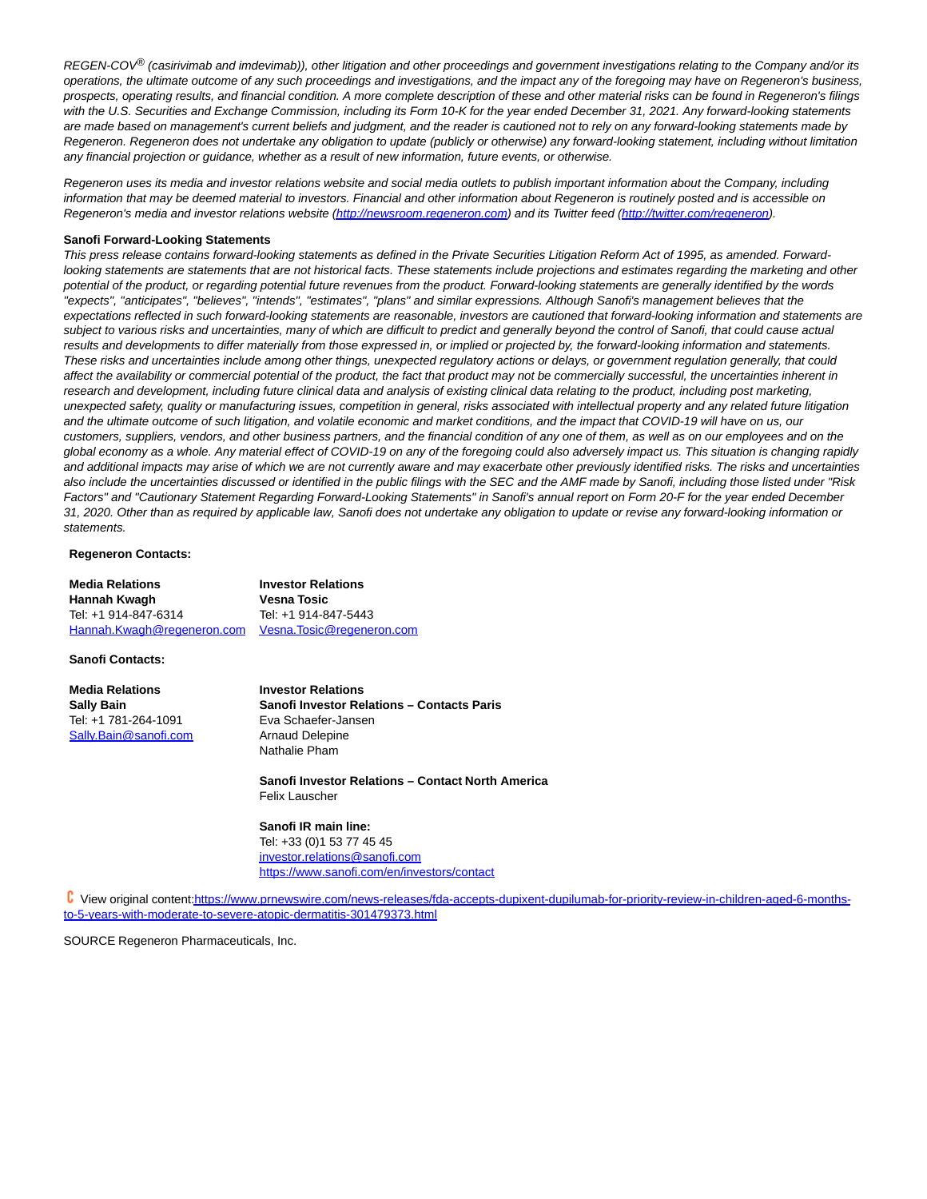*REGEN-COV® (casirivimab and imdevimab)), other litigation and other proceedings and government investigations relating to the Company and/or its operations, the ultimate outcome of any such proceedings and investigations, and the impact any of the foregoing may have on Regeneron's business, prospects, operating results, and financial condition. A more complete description of these and other material risks can be found in Regeneron's filings with the U.S. Securities and Exchange Commission, including its Form 10-K for the year ended December 31, 2021. Any forward-looking statements are made based on management's current beliefs and judgment, and the reader is cautioned not to rely on any forward-looking statements made by Regeneron. Regeneron does not undertake any obligation to update (publicly or otherwise) any forward-looking statement, including without limitation any financial projection or guidance, whether as a result of new information, future events, or otherwise.*

*Regeneron uses its media and investor relations website and social media outlets to publish important information about the Company, including information that may be deemed material to investors. Financial and other information about Regeneron is routinely posted and is accessible on Regeneron's media and investor relations website ([http://newsroom.regeneron.com](http://newsroom.regeneron.com)) and its Twitter feed ([http://twitter.com/regeneron](http://twitter.com/regeneron)).*

**Sanofi Forward-Looking Statements**

*This press release contains forward-looking statements as defined in the Private Securities Litigation Reform Act of 1995, as amended. Forward-looking statements are statements that are not historical facts. These statements include projections and estimates regarding the marketing and other potential of the product, or regarding potential future revenues from the product. Forward-looking statements are generally identified by the words "expects", "anticipates", "believes", "intends", "estimates", "plans" and similar expressions. Although Sanofi's management believes that the expectations reflected in such forward-looking statements are reasonable, investors are cautioned that forward-looking information and statements are subject to various risks and uncertainties, many of which are difficult to predict and generally beyond the control of Sanofi, that could cause actual results and developments to differ materially from those expressed in, or implied or projected by, the forward-looking information and statements. These risks and uncertainties include among other things, unexpected regulatory actions or delays, or government regulation generally, that could affect the availability or commercial potential of the product, the fact that product may not be commercially successful, the uncertainties inherent in research and development, including future clinical data and analysis of existing clinical data relating to the product, including post marketing, unexpected safety, quality or manufacturing issues, competition in general, risks associated with intellectual property and any related future litigation and the ultimate outcome of such litigation, and volatile economic and market conditions, and the impact that COVID-19 will have on us, our customers, suppliers, vendors, and other business partners, and the financial condition of any one of them, as well as on our employees and on the global economy as a whole. Any material effect of COVID-19 on any of the foregoing could also adversely impact us. This situation is changing rapidly and additional impacts may arise of which we are not currently aware and may exacerbate other previously identified risks. The risks and uncertainties also include the uncertainties discussed or identified in the public filings with the SEC and the AMF made by Sanofi, including those listed under "Risk Factors" and "Cautionary Statement Regarding Forward-Looking Statements" in Sanofi's annual report on Form 20-F for the year ended December 31, 2020. Other than as required by applicable law, Sanofi does not undertake any obligation to update or revise any forward-looking information or statements.*

**Regeneron Contacts:**

| | |
|---|---|
| **Media Relations** | **Investor Relations** |
| **Hannah Kwagh** | **Vesna Tosic** |
| Tel: +1 914-847-6314 | Tel: +1 914-847-5443 |
| [Hannah.Kwagh@regeneron.com](mailto:Hannah.Kwagh@regeneron.com) | [Vesna.Tosic@regeneron.com](mailto:Vesna.Tosic@regeneron.com) |

**Sanofi Contacts:**

**Media Relations**
**Sally Bain**
Tel: +1 781-264-1091
[Sally.Bain@sanofi.com](mailto:Sally.Bain@sanofi.com)

**Investor Relations**
**Sanofi Investor Relations – Contacts Paris**
Eva Schaefer-Jansen
Arnaud Delepine
Nathalie Pham

**Sanofi Investor Relations – Contact North America**
Felix Lauscher

**Sanofi IR main line:**
Tel: +33 (0)1 53 77 45 45
[investor.relations@sanofi.com](mailto:investor.relations@sanofi.com)
[https://www.sanofi.com/en/investors/contact](https://www.sanofi.com/en/investors/contact)

View original content:[https://www.prnewswire.com/news-releases/fda-accepts-dupixent-dupilumab-for-priority-review-in-children-aged-6-months-to-5-years-with-moderate-to-severe-atopic-dermatitis-301479373.html](https://www.prnewswire.com/news-releases/fda-accepts-dupixent-dupilumab-for-priority-review-in-children-aged-6-months-to-5-years-with-moderate-to-severe-atopic-dermatitis-301479373.html)

SOURCE Regeneron Pharmaceuticals, Inc.